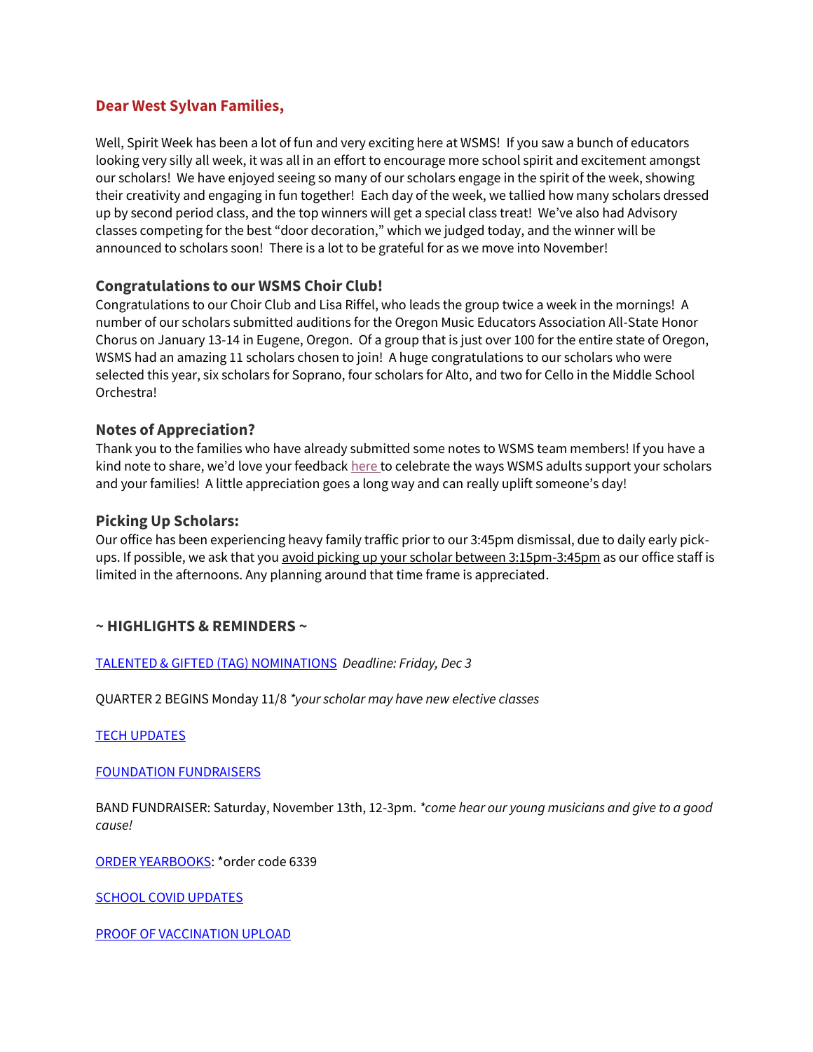**Dear West Sylvan Families,**

Well, Spirit Week has been a lot of fun and very exciting here at WSMS! If you saw a bunch of educators looking very silly all week, it was all in an effort to encourage more school spirit and excitement amongst our scholars! We have enjoyed seeing so many of our scholars engage in the spirit of the week, showing their creativity and engaging in fun together! Each day of the week, we tallied how many scholars dressed up by second period class, and the top winners will get a special class treat! We've also had Advisory classes competing for the best "door decoration," which we judged today, and the winner will be announced to scholars soon! There is a lot to be grateful for as we move into November!

### Congratulations to our WSMS Choir Club!

Congratulations to our Choir Club and Lisa Riffel, who leads the group twice a week in the mornings! A number of our scholars submitted auditions for the Oregon Music Educators Association All-State Honor Chorus on January 13-14 in Eugene, Oregon. Of a group that is just over 100 for the entire state of Oregon, WSMS had an amazing 11 scholars chosen to join! A huge congratulations to our scholars who were selected this year, six scholars for Soprano, four scholars for Alto, and two for Cello in the Middle School Orchestra!

### Notes of Appreciation?

Thank you to the families who have already submitted some notes to WSMS team members! If you have a kind note to share, we'd love your feedback here to celebrate the ways WSMS adults support your scholars and your families! A little appreciation goes a long way and can really uplift someone's day!

### Picking Up Scholars:

Our office has been experiencing heavy family traffic prior to our 3:45pm dismissal, due to daily early pick-ups. If possible, we ask that you avoid picking up your scholar between 3:15pm-3:45pm as our office staff is limited in the afternoons. Any planning around that time frame is appreciated.

### ~ HIGHLIGHTS & REMINDERS ~

TALENTED & GIFTED (TAG) NOMINATIONS *Deadline: Friday, Dec 3*

QUARTER 2 BEGINS Monday 11/8 *\*your scholar may have new elective classes*

TECH UPDATES

FOUNDATION FUNDRAISERS

BAND FUNDRAISER: Saturday, November 13th, 12-3pm. *\*come hear our young musicians and give to a good cause!*

ORDER YEARBOOKS: *order code 6339

SCHOOL COVID UPDATES

PROOF OF VACCINATION UPLOAD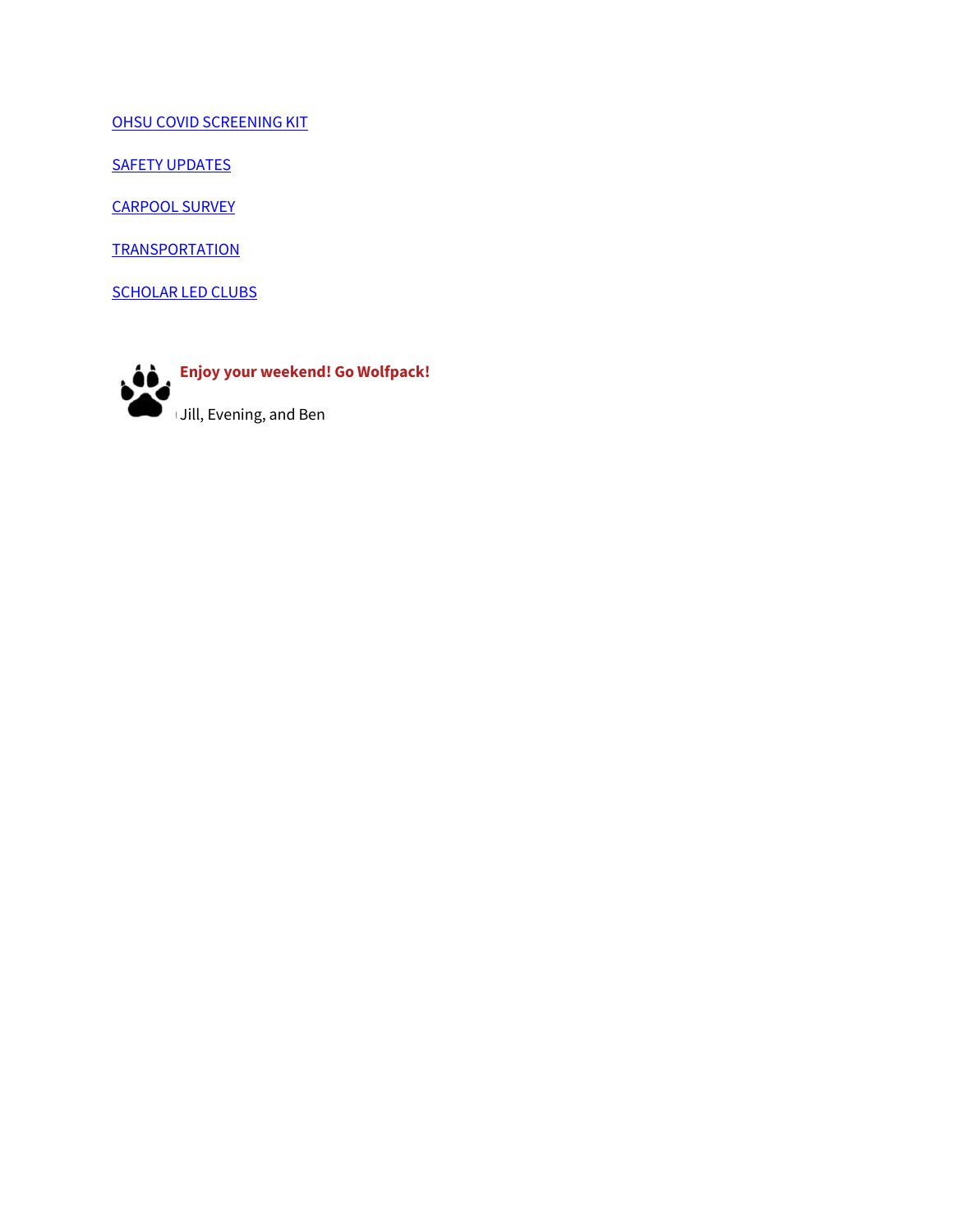OHSU COVID SCREENING KIT

SAFETY UPDATES

CARPOOL SURVEY

TRANSPORTATION

SCHOLAR LED CLUBS

**Enjoy your weekend! Go Wolfpack!**

Jill, Evening, and Ben